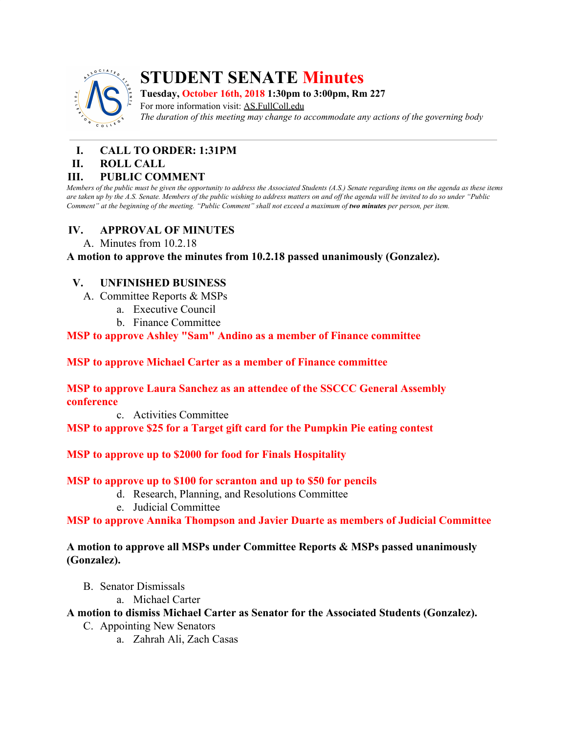# STUDENT SENATE Minutes

**Tuesday, October 16th, 2018 1:30pm to 3:00pm, Rm 227**

For more information visit: AS.FullColl.edu

*The duration of this meeting may change to accommodate any actions of the governing body*

---

## I. CALL TO ORDER: 1:31PM

## II. ROLL CALL

## III. PUBLIC COMMENT

*Members of the public must be given the opportunity to address the Associated Students (A.S.) Senate regarding items on the agenda as these items are taken up by the A.S. Senate. Members of the public wishing to address matters on and off the agenda will be invited to do so under "Public Comment" at the beginning of the meeting. "Public Comment" shall not exceed a maximum of **two minutes** per person, per item.*

## IV. APPROVAL OF MINUTES

A. Minutes from 10.2.18

**A motion to approve the minutes from 10.2.18 passed unanimously (Gonzalez).**

## V. UNFINISHED BUSINESS

A. Committee Reports & MSPs

a. Executive Council

b. Finance Committee

**MSP to approve Ashley "Sam" Andino as a member of Finance committee**

**MSP to approve Michael Carter as a member of Finance committee**

**MSP to approve Laura Sanchez as an attendee of the SSCCC General Assembly conference**

c. Activities Committee

**MSP to approve $25 for a Target gift card for the Pumpkin Pie eating contest**

**MSP to approve up to $2000 for food for Finals Hospitality**

**MSP to approve up to $100 for scranton and up to $50 for pencils**

d. Research, Planning, and Resolutions Committee

e. Judicial Committee

**MSP to approve Annika Thompson and Javier Duarte as members of Judicial Committee**

**A motion to approve all MSPs under Committee Reports & MSPs passed unanimously (Gonzalez).**

B. Senator Dismissals

a. Michael Carter

**A motion to dismiss Michael Carter as Senator for the Associated Students (Gonzalez).**

C. Appointing New Senators

a. Zahrah Ali, Zach Casas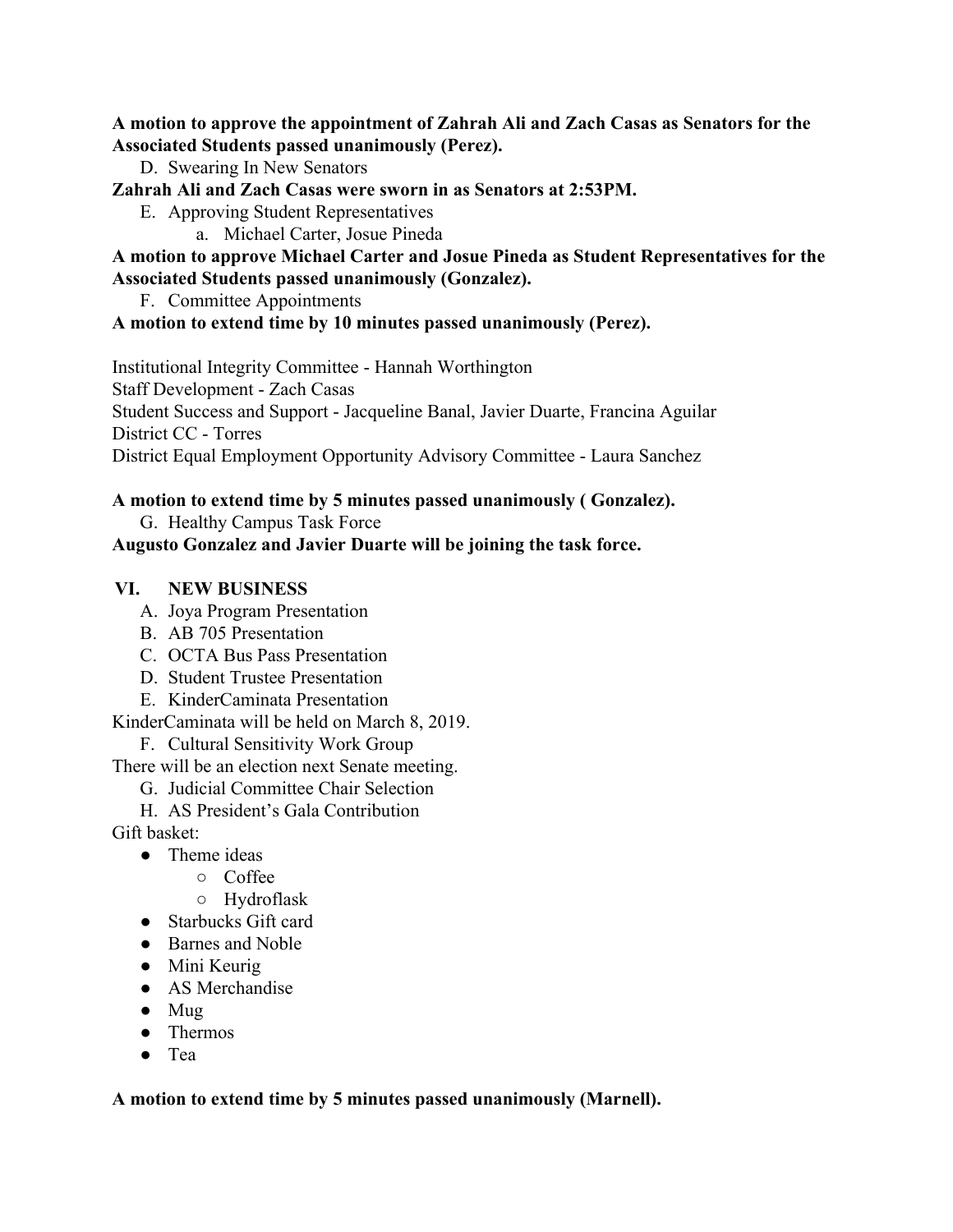**A motion to approve the appointment of Zahrah Ali and Zach Casas as Senators for the Associated Students passed unanimously (Perez).**

D. Swearing In New Senators

**Zahrah Ali and Zach Casas were sworn in as Senators at 2:53PM.**

E. Approving Student Representatives
   a. Michael Carter, Josue Pineda

**A motion to approve Michael Carter and Josue Pineda as Student Representatives for the Associated Students passed unanimously (Gonzalez).**

F. Committee Appointments

**A motion to extend time by 10 minutes passed unanimously (Perez).**

Institutional Integrity Committee - Hannah Worthington
Staff Development - Zach Casas
Student Success and Support - Jacqueline Banal, Javier Duarte, Francina Aguilar
District CC - Torres
District Equal Employment Opportunity Advisory Committee - Laura Sanchez

**A motion to extend time by 5 minutes passed unanimously ( Gonzalez).**

G. Healthy Campus Task Force

**Augusto Gonzalez and Javier Duarte will be joining the task force.**

## VI. NEW BUSINESS

A. Joya Program Presentation
B. AB 705 Presentation
C. OCTA Bus Pass Presentation
D. Student Trustee Presentation
E. KinderCaminata Presentation

KinderCaminata will be held on March 8, 2019.

F. Cultural Sensitivity Work Group

There will be an election next Senate meeting.

G. Judicial Committee Chair Selection
H. AS President's Gala Contribution

Gift basket:

- Theme ideas
  - Coffee
  - Hydroflask
- Starbucks Gift card
- Barnes and Noble
- Mini Keurig
- AS Merchandise
- Mug
- Thermos
- Tea

**A motion to extend time by 5 minutes passed unanimously (Marnell).**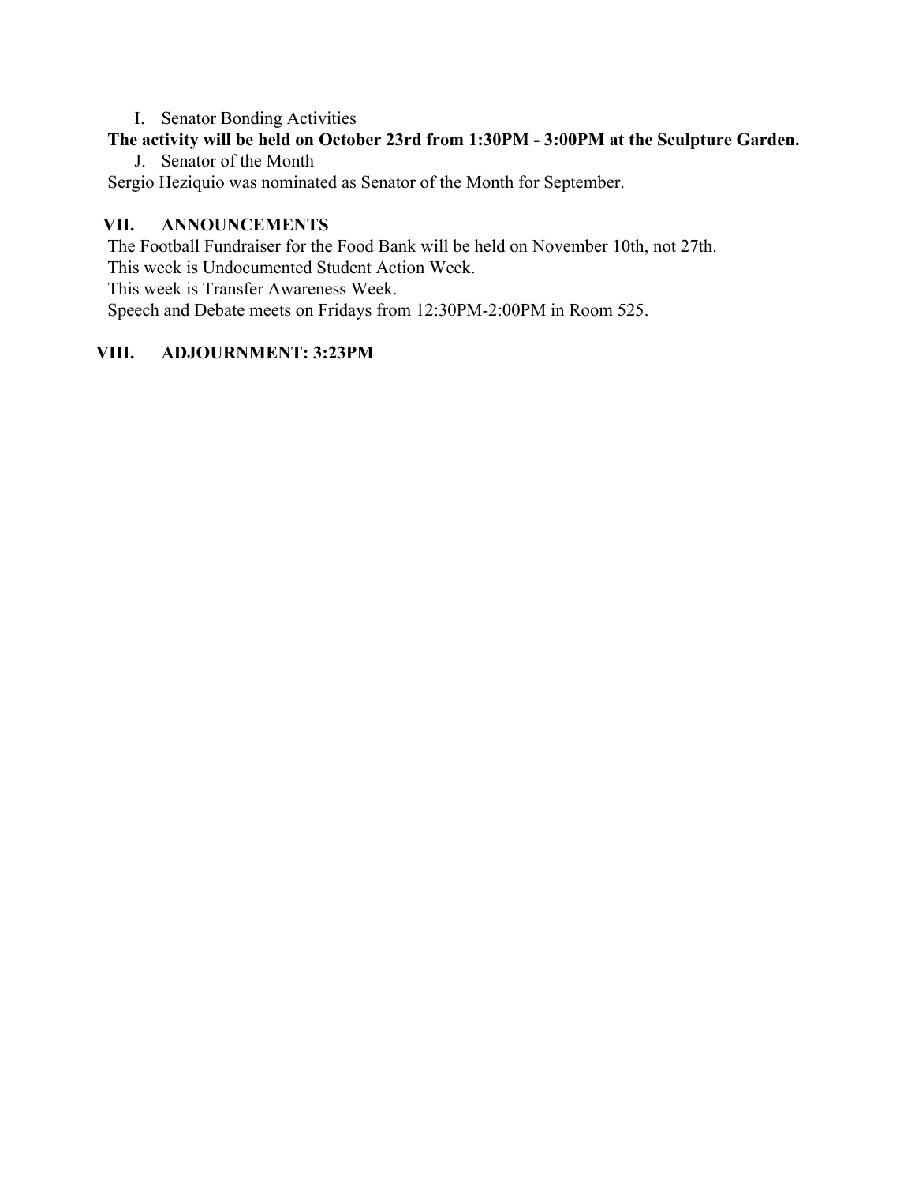I. Senator Bonding Activities

**The activity will be held on October 23rd from 1:30PM - 3:00PM at the Sculpture Garden.**

J. Senator of the Month

Sergio Heziquio was nominated as Senator of the Month for September.

## VII. ANNOUNCEMENTS

The Football Fundraiser for the Food Bank will be held on November 10th, not 27th.

This week is Undocumented Student Action Week.

This week is Transfer Awareness Week.

Speech and Debate meets on Fridays from 12:30PM-2:00PM in Room 525.

## VIII. ADJOURNMENT: 3:23PM